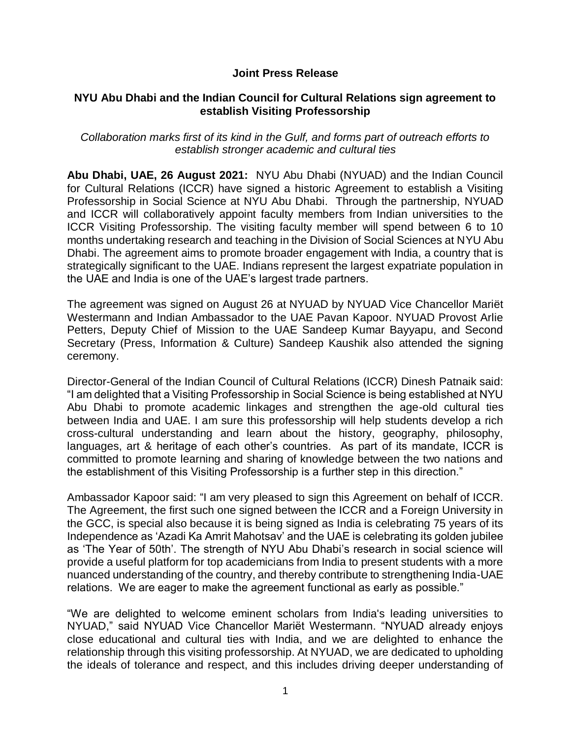**Joint Press Release**

## NYU Abu Dhabi and the Indian Council for Cultural Relations sign agreement to establish Visiting Professorship

*Collaboration marks first of its kind in the Gulf, and forms part of outreach efforts to establish stronger academic and cultural ties*

**Abu Dhabi, UAE, 26 August 2021:** NYU Abu Dhabi (NYUAD) and the Indian Council for Cultural Relations (ICCR) have signed a historic Agreement to establish a Visiting Professorship in Social Science at NYU Abu Dhabi. Through the partnership, NYUAD and ICCR will collaboratively appoint faculty members from Indian universities to the ICCR Visiting Professorship. The visiting faculty member will spend between 6 to 10 months undertaking research and teaching in the Division of Social Sciences at NYU Abu Dhabi. The agreement aims to promote broader engagement with India, a country that is strategically significant to the UAE. Indians represent the largest expatriate population in the UAE and India is one of the UAE's largest trade partners.

The agreement was signed on August 26 at NYUAD by NYUAD Vice Chancellor Mariët Westermann and Indian Ambassador to the UAE Pavan Kapoor. NYUAD Provost Arlie Petters, Deputy Chief of Mission to the UAE Sandeep Kumar Bayyapu, and Second Secretary (Press, Information & Culture) Sandeep Kaushik also attended the signing ceremony.

Director-General of the Indian Council of Cultural Relations (ICCR) Dinesh Patnaik said: "I am delighted that a Visiting Professorship in Social Science is being established at NYU Abu Dhabi to promote academic linkages and strengthen the age-old cultural ties between India and UAE. I am sure this professorship will help students develop a rich cross-cultural understanding and learn about the history, geography, philosophy, languages, art & heritage of each other's countries. As part of its mandate, ICCR is committed to promote learning and sharing of knowledge between the two nations and the establishment of this Visiting Professorship is a further step in this direction."

Ambassador Kapoor said: "I am very pleased to sign this Agreement on behalf of ICCR. The Agreement, the first such one signed between the ICCR and a Foreign University in the GCC, is special also because it is being signed as India is celebrating 75 years of its Independence as 'Azadi Ka Amrit Mahotsav' and the UAE is celebrating its golden jubilee as 'The Year of 50th'. The strength of NYU Abu Dhabi's research in social science will provide a useful platform for top academicians from India to present students with a more nuanced understanding of the country, and thereby contribute to strengthening India-UAE relations. We are eager to make the agreement functional as early as possible."

"We are delighted to welcome eminent scholars from India's leading universities to NYUAD," said NYUAD Vice Chancellor Mariët Westermann. "NYUAD already enjoys close educational and cultural ties with India, and we are delighted to enhance the relationship through this visiting professorship. At NYUAD, we are dedicated to upholding the ideals of tolerance and respect, and this includes driving deeper understanding of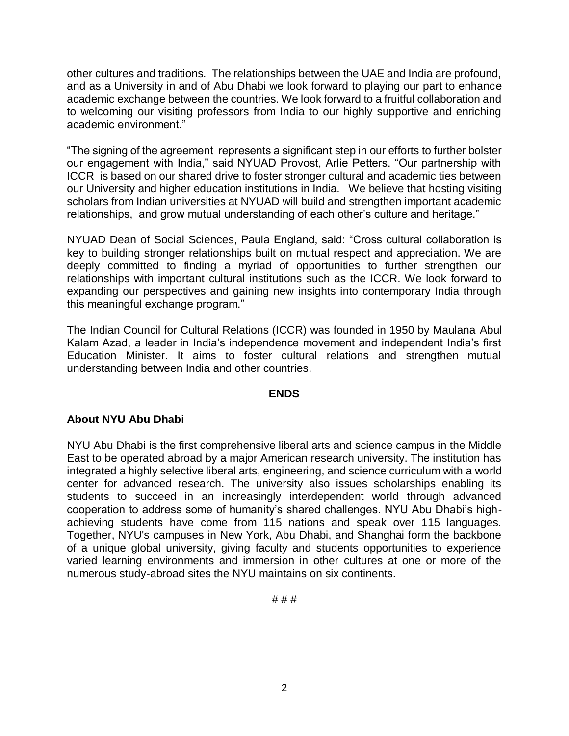other cultures and traditions. The relationships between the UAE and India are profound, and as a University in and of Abu Dhabi we look forward to playing our part to enhance academic exchange between the countries. We look forward to a fruitful collaboration and to welcoming our visiting professors from India to our highly supportive and enriching academic environment."

"The signing of the agreement represents a significant step in our efforts to further bolster our engagement with India," said NYUAD Provost, Arlie Petters. "Our partnership with ICCR is based on our shared drive to foster stronger cultural and academic ties between our University and higher education institutions in India. We believe that hosting visiting scholars from Indian universities at NYUAD will build and strengthen important academic relationships, and grow mutual understanding of each other's culture and heritage."

NYUAD Dean of Social Sciences, Paula England, said: "Cross cultural collaboration is key to building stronger relationships built on mutual respect and appreciation. We are deeply committed to finding a myriad of opportunities to further strengthen our relationships with important cultural institutions such as the ICCR. We look forward to expanding our perspectives and gaining new insights into contemporary India through this meaningful exchange program."

The Indian Council for Cultural Relations (ICCR) was founded in 1950 by Maulana Abul Kalam Azad, a leader in India's independence movement and independent India's first Education Minister. It aims to foster cultural relations and strengthen mutual understanding between India and other countries.

**ENDS**

**About NYU Abu Dhabi**

NYU Abu Dhabi is the first comprehensive liberal arts and science campus in the Middle East to be operated abroad by a major American research university. The institution has integrated a highly selective liberal arts, engineering, and science curriculum with a world center for advanced research. The university also issues scholarships enabling its students to succeed in an increasingly interdependent world through advanced cooperation to address some of humanity's shared challenges. NYU Abu Dhabi's high-achieving students have come from 115 nations and speak over 115 languages. Together, NYU's campuses in New York, Abu Dhabi, and Shanghai form the backbone of a unique global university, giving faculty and students opportunities to experience varied learning environments and immersion in other cultures at one or more of the numerous study-abroad sites the NYU maintains on six continents.

# # #